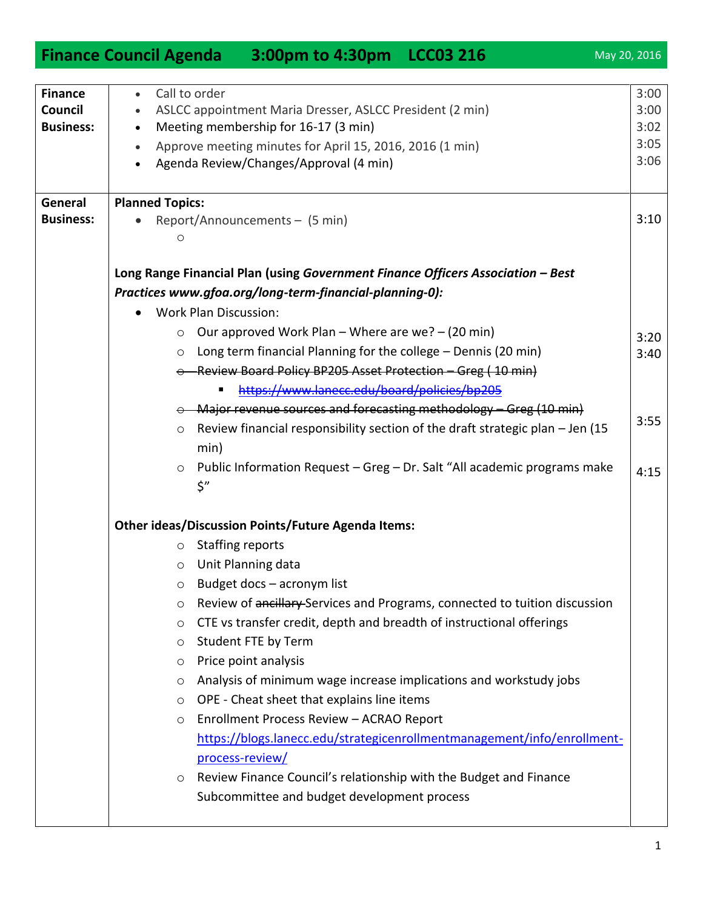# Finance Council Agenda 3:00pm to 4:30pm LCC03 216

May 20, 2016

| | | |
|---|---|---|
| **Finance Council Business:** | • Call to order<br>• ASLCC appointment Maria Dresser, ASLCC President (2 min)<br>• Meeting membership for 16-17 (3 min)<br>• Approve meeting minutes for April 15, 2016, 2016 (1 min)<br>• Agenda Review/Changes/Approval (4 min) | 3:00<br>3:00<br>3:02<br>3:05<br>3:06 |
| **General Business:** | **Planned Topics:**<br>• Report/Announcements – (5 min)<br>  ○ | 3:10 |
| | **Long Range Financial Plan (using *Government Finance Officers Association – Best Practices www.gfoa.org/long-term-financial-planning-0):*** | |
| | • Work Plan Discussion:<br>  ○ Our approved Work Plan – Where are we? – (20 min)<br>  ○ Long term financial Planning for the college – Dennis (20 min)<br>  ○ ~~Review Board Policy BP205 Asset Protection – Greg ( 10 min)~~<br>    ▪ ~~https://www.lanecc.edu/board/policies/bp205~~<br>  ○ ~~Major revenue sources and forecasting methodology – Greg (10 min)~~<br>  ○ Review financial responsibility section of the draft strategic plan – Jen (15 min)<br>  ○ Public Information Request – Greg – Dr. Salt "All academic programs make $" | 3:20<br>3:40<br><br><br><br>3:55<br><br>4:15 |
| | **Other ideas/Discussion Points/Future Agenda Items:**<br>  ○ Staffing reports<br>  ○ Unit Planning data<br>  ○ Budget docs – acronym list<br>  ○ Review of ~~ancillary~~ Services and Programs, connected to tuition discussion<br>  ○ CTE vs transfer credit, depth and breadth of instructional offerings<br>  ○ Student FTE by Term<br>  ○ Price point analysis<br>  ○ Analysis of minimum wage increase implications and workstudy jobs<br>  ○ OPE - Cheat sheet that explains line items<br>  ○ Enrollment Process Review – ACRAO Report https://blogs.lanecc.edu/strategicenrollmentmanagement/info/enrollment-process-review/<br>  ○ Review Finance Council's relationship with the Budget and Finance Subcommittee and budget development process | |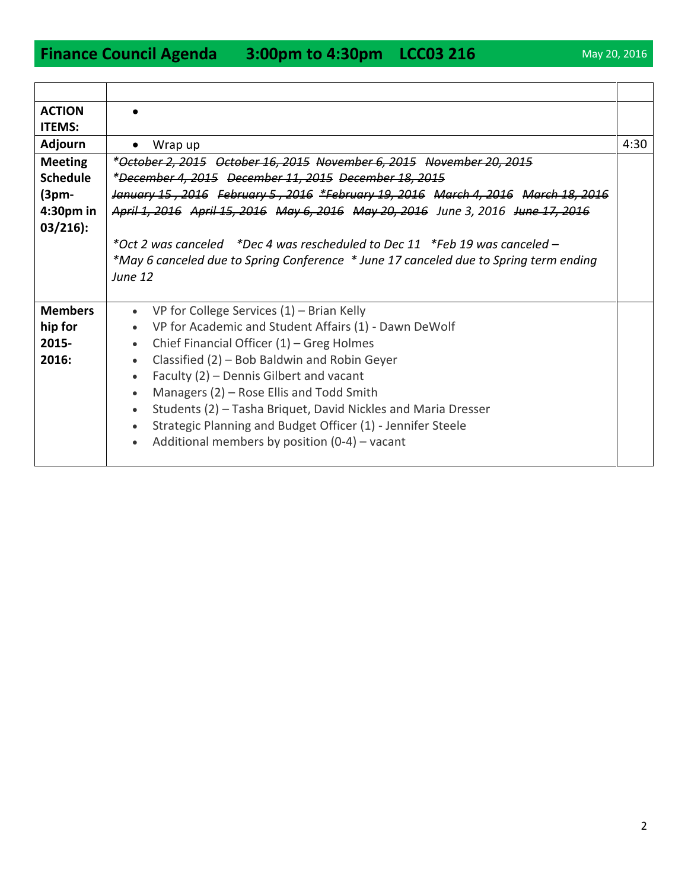## Finance Council Agenda 3:00pm to 4:30pm LCC03 216

May 20, 2016

| | | |
|---|---|---|
| | | |
| **ACTION ITEMS:** | • | |
| **Adjourn** | • Wrap up | 4:30 |
| **Meeting Schedule (3pm-4:30pm in 03/216):** | *\*~~October 2, 2015~~ ~~October 16, 2015~~ ~~November 6, 2015~~ ~~November 20, 2015~~ \*~~December 4, 2015~~ ~~December 11, 2015~~ ~~December 18, 2015~~ ~~January 15 , 2016~~ ~~February 5 , 2016~~ ~~\*February 19, 2016~~ ~~March 4, 2016~~ ~~March 18, 2016~~ ~~April 1, 2016~~ ~~April 15, 2016~~ ~~May 6, 2016~~ ~~May 20, 2016~~ June 3, 2016 ~~June 17, 2016~~*<br><br>*\*Oct 2 was canceled \*Dec 4 was rescheduled to Dec 11 \*Feb 19 was canceled – \*May 6 canceled due to Spring Conference \* June 17 canceled due to Spring term ending June 12* | |
| **Membership for 2015-2016:** | • VP for College Services (1) – Brian Kelly<br>• VP for Academic and Student Affairs (1) - Dawn DeWolf<br>• Chief Financial Officer (1) – Greg Holmes<br>• Classified (2) – Bob Baldwin and Robin Geyer<br>• Faculty (2) – Dennis Gilbert and vacant<br>• Managers (2) – Rose Ellis and Todd Smith<br>• Students (2) – Tasha Briquet, David Nickles and Maria Dresser<br>• Strategic Planning and Budget Officer (1) - Jennifer Steele<br>• Additional members by position (0-4) – vacant | |